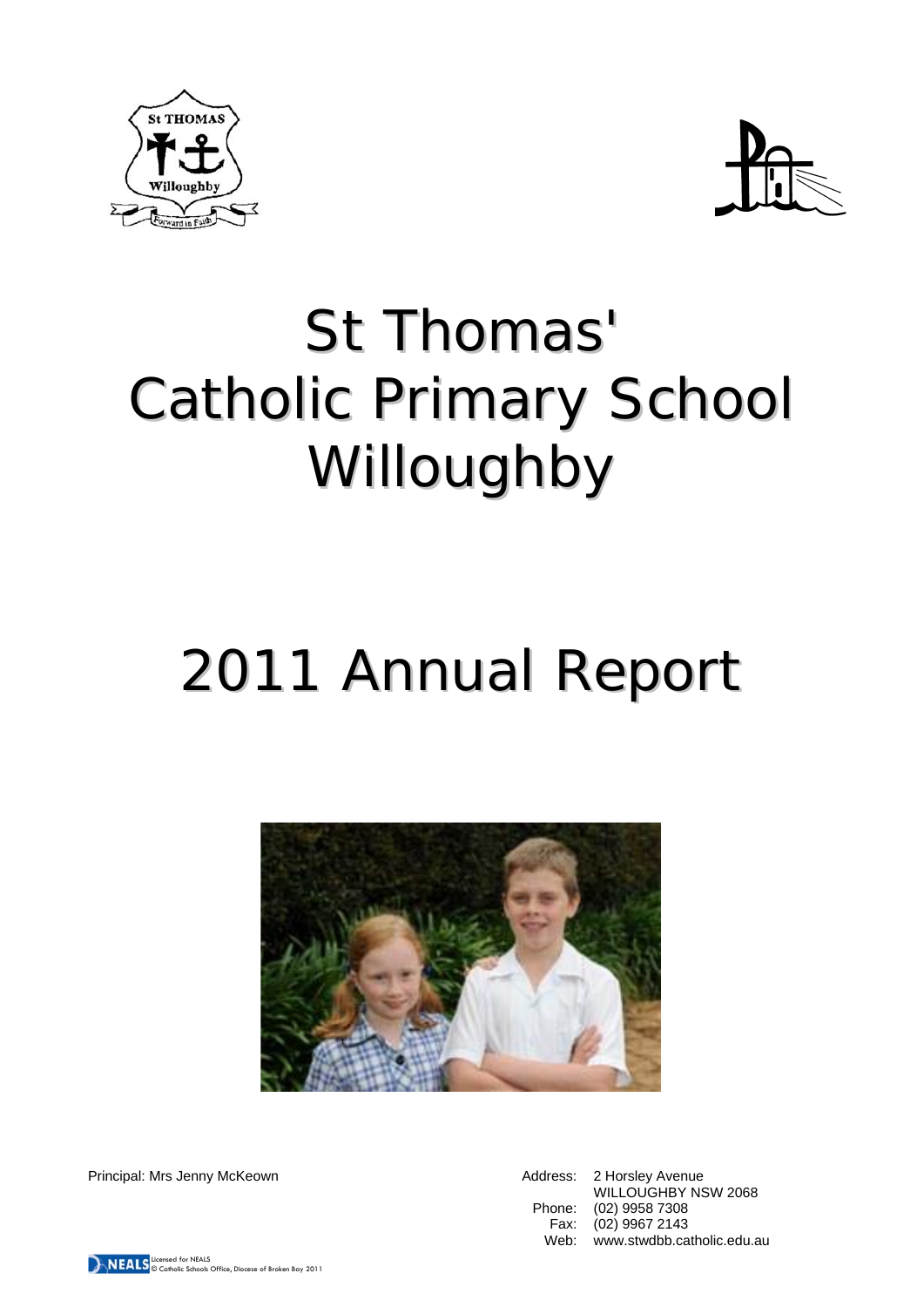# St Thomas' Catholic Primary School Willoughby

# 2011 Annual Report

Principal: Mrs Jenny McKeown

Address: 2 Horsley Avenue
WILLOUGHBY NSW 2068
Phone: (02) 9958 7308
Fax: (02) 9967 2143
Web: www.stwdbb.catholic.edu.au

Licensed for NEALS
© Catholic Schools Office, Diocese of Broken Bay 2011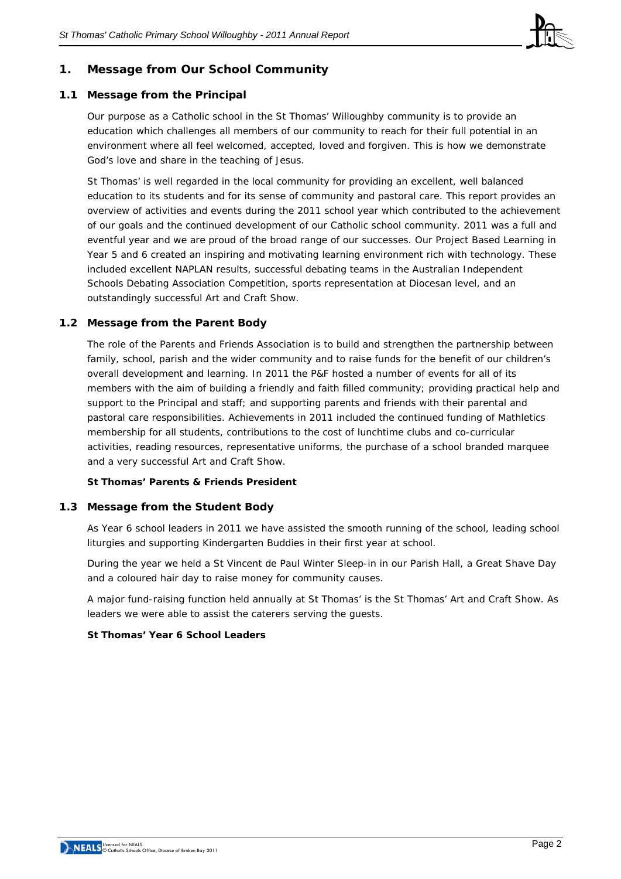## 1. Message from Our School Community

### 1.1 Message from the Principal

Our purpose as a Catholic school in the St Thomas' Willoughby community is to provide an education which challenges all members of our community to reach for their full potential in an environment where all feel welcomed, accepted, loved and forgiven. This is how we demonstrate God's love and share in the teaching of Jesus.

St Thomas' is well regarded in the local community for providing an excellent, well balanced education to its students and for its sense of community and pastoral care. This report provides an overview of activities and events during the 2011 school year which contributed to the achievement of our goals and the continued development of our Catholic school community. 2011 was a full and eventful year and we are proud of the broad range of our successes. Our Project Based Learning in Year 5 and 6 created an inspiring and motivating learning environment rich with technology. These included excellent NAPLAN results, successful debating teams in the Australian Independent Schools Debating Association Competition, sports representation at Diocesan level, and an outstandingly successful Art and Craft Show.

### 1.2 Message from the Parent Body

The role of the Parents and Friends Association is to build and strengthen the partnership between family, school, parish and the wider community and to raise funds for the benefit of our children's overall development and learning. In 2011 the P&F hosted a number of events for all of its members with the aim of building a friendly and faith filled community; providing practical help and support to the Principal and staff; and supporting parents and friends with their parental and pastoral care responsibilities. Achievements in 2011 included the continued funding of Mathletics membership for all students, contributions to the cost of lunchtime clubs and co-curricular activities, reading resources, representative uniforms, the purchase of a school branded marquee and a very successful Art and Craft Show.

**St Thomas' Parents & Friends President**

### 1.3 Message from the Student Body

As Year 6 school leaders in 2011 we have assisted the smooth running of the school, leading school liturgies and supporting Kindergarten Buddies in their first year at school.

During the year we held a St Vincent de Paul Winter Sleep-in in our Parish Hall, a Great Shave Day and a coloured hair day to raise money for community causes.

A major fund-raising function held annually at St Thomas' is the St Thomas' Art and Craft Show. As leaders we were able to assist the caterers serving the guests.

**St Thomas' Year 6 School Leaders**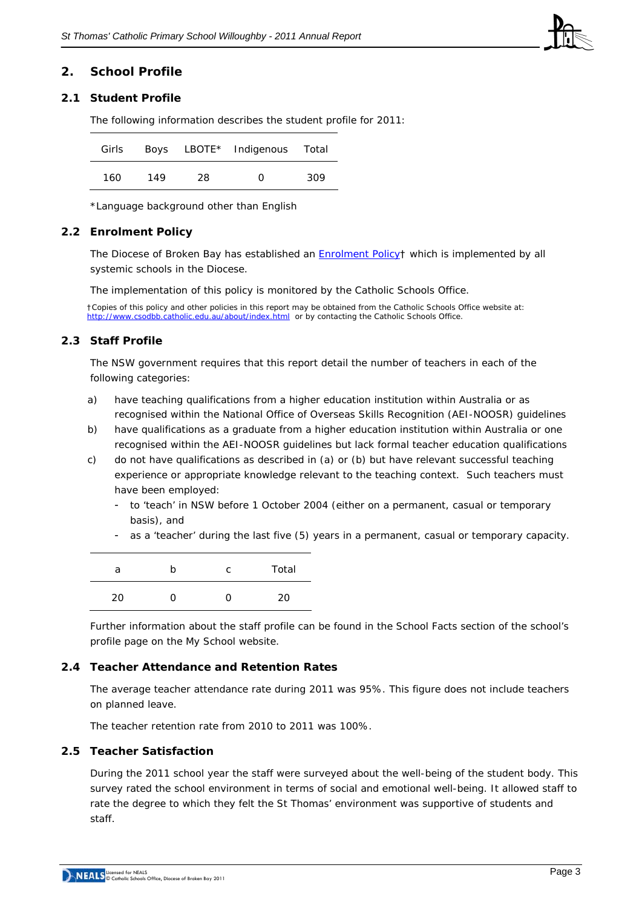## 2. School Profile

### 2.1 Student Profile

The following information describes the student profile for 2011:

| Girls | Boys | LBOTE* | Indigenous | Total |
|---|---|---|---|---|
| 160 | 149 | 28 | 0 | 309 |

*Language background other than English

### 2.2 Enrolment Policy

The Diocese of Broken Bay has established an [Enrolment Policy](http://www.csodbb.catholic.edu.au/about/index.html)† which is implemented by all systemic schools in the Diocese.

The implementation of this policy is monitored by the Catholic Schools Office.

†Copies of this policy and other policies in this report may be obtained from the Catholic Schools Office website at: http://www.csodbb.catholic.edu.au/about/index.html or by contacting the Catholic Schools Office.

### 2.3 Staff Profile

The NSW government requires that this report detail the number of teachers in each of the following categories:

a) have teaching qualifications from a higher education institution within Australia or as recognised within the National Office of Overseas Skills Recognition (AEI-NOOSR) guidelines

b) have qualifications as a graduate from a higher education institution within Australia or one recognised within the AEI-NOOSR guidelines but lack formal teacher education qualifications

c) do not have qualifications as described in (a) or (b) but have relevant successful teaching experience or appropriate knowledge relevant to the teaching context. Such teachers must have been employed:
   - to 'teach' in NSW before 1 October 2004 (either on a permanent, casual or temporary basis), and
   - as a 'teacher' during the last five (5) years in a permanent, casual or temporary capacity.

| a | b | c | Total |
|---|---|---|---|
| 20 | 0 | 0 | 20 |

Further information about the staff profile can be found in the School Facts section of the school's profile page on the My School website.

### 2.4 Teacher Attendance and Retention Rates

The average teacher attendance rate during 2011 was 95%. This figure does not include teachers on planned leave.

The teacher retention rate from 2010 to 2011 was 100%.

### 2.5 Teacher Satisfaction

During the 2011 school year the staff were surveyed about the well-being of the student body. This survey rated the school environment in terms of social and emotional well-being. It allowed staff to rate the degree to which they felt the St Thomas' environment was supportive of students and staff.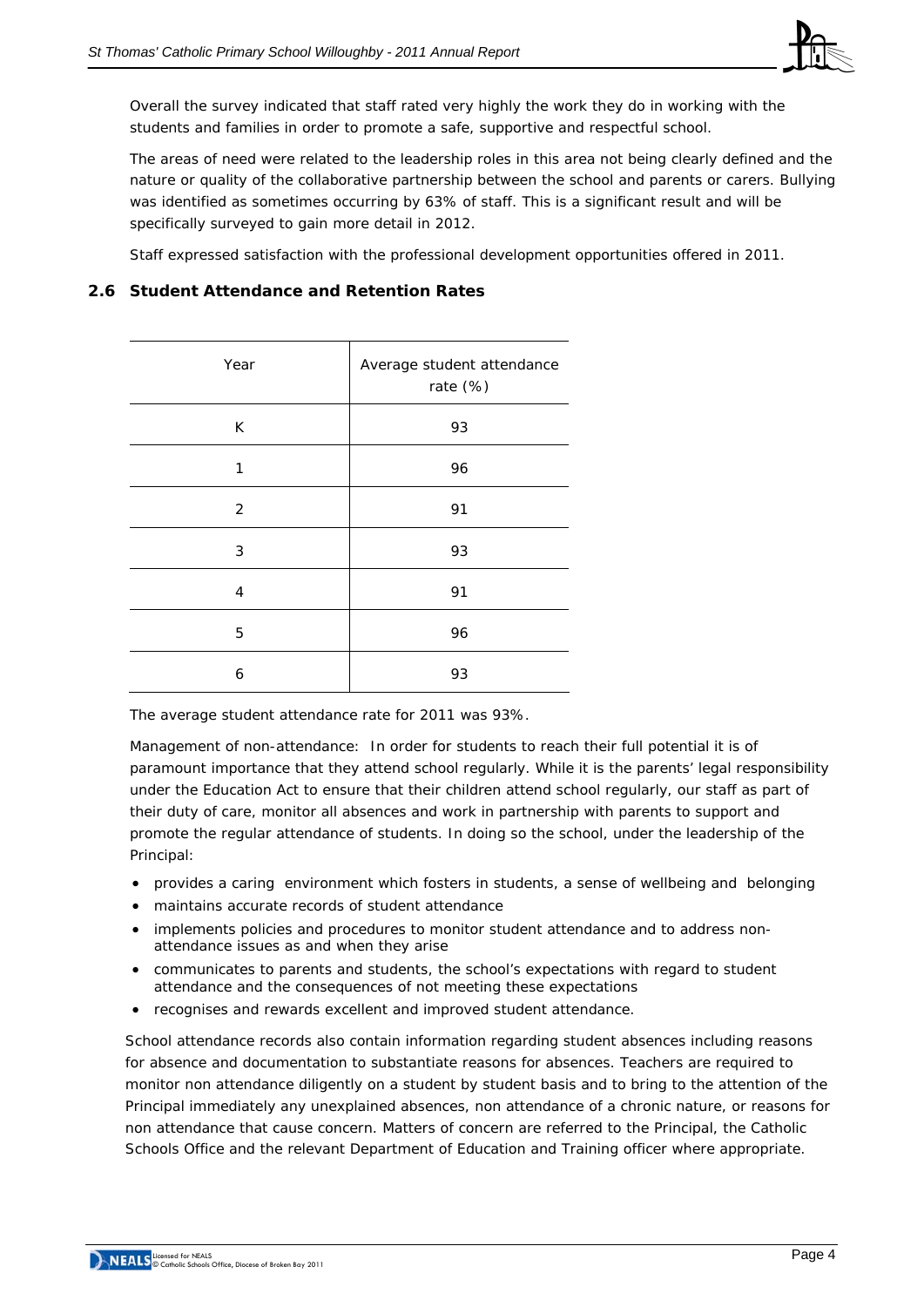Overall the survey indicated that staff rated very highly the work they do in working with the students and families in order to promote a safe, supportive and respectful school.

The areas of need were related to the leadership roles in this area not being clearly defined and the nature or quality of the collaborative partnership between the school and parents or carers. Bullying was identified as sometimes occurring by 63% of staff. This is a significant result and will be specifically surveyed to gain more detail in 2012.

Staff expressed satisfaction with the professional development opportunities offered in 2011.

## 2.6 Student Attendance and Retention Rates

| Year | Average student attendance rate (%) |
|---|---|
| K | 93 |
| 1 | 96 |
| 2 | 91 |
| 3 | 93 |
| 4 | 91 |
| 5 | 96 |
| 6 | 93 |

The average student attendance rate for 2011 was 93%.

Management of non-attendance: In order for students to reach their full potential it is of paramount importance that they attend school regularly. While it is the parents' legal responsibility under the Education Act to ensure that their children attend school regularly, our staff as part of their duty of care, monitor all absences and work in partnership with parents to support and promote the regular attendance of students. In doing so the school, under the leadership of the Principal:

- provides a caring environment which fosters in students, a sense of wellbeing and belonging
- maintains accurate records of student attendance
- implements policies and procedures to monitor student attendance and to address non-attendance issues as and when they arise
- communicates to parents and students, the school's expectations with regard to student attendance and the consequences of not meeting these expectations
- recognises and rewards excellent and improved student attendance.

School attendance records also contain information regarding student absences including reasons for absence and documentation to substantiate reasons for absences. Teachers are required to monitor non attendance diligently on a student by student basis and to bring to the attention of the Principal immediately any unexplained absences, non attendance of a chronic nature, or reasons for non attendance that cause concern. Matters of concern are referred to the Principal, the Catholic Schools Office and the relevant Department of Education and Training officer where appropriate.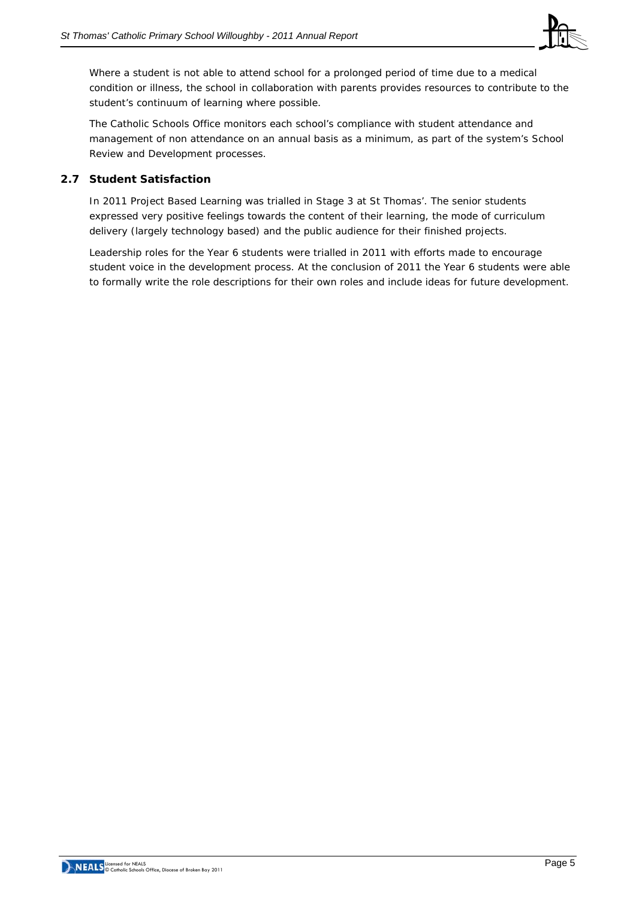Where a student is not able to attend school for a prolonged period of time due to a medical condition or illness, the school in collaboration with parents provides resources to contribute to the student's continuum of learning where possible.

The Catholic Schools Office monitors each school's compliance with student attendance and management of non attendance on an annual basis as a minimum, as part of the system's School Review and Development processes.

## 2.7 Student Satisfaction

In 2011 Project Based Learning was trialled in Stage 3 at St Thomas'. The senior students expressed very positive feelings towards the content of their learning, the mode of curriculum delivery (largely technology based) and the public audience for their finished projects.

Leadership roles for the Year 6 students were trialled in 2011 with efforts made to encourage student voice in the development process. At the conclusion of 2011 the Year 6 students were able to formally write the role descriptions for their own roles and include ideas for future development.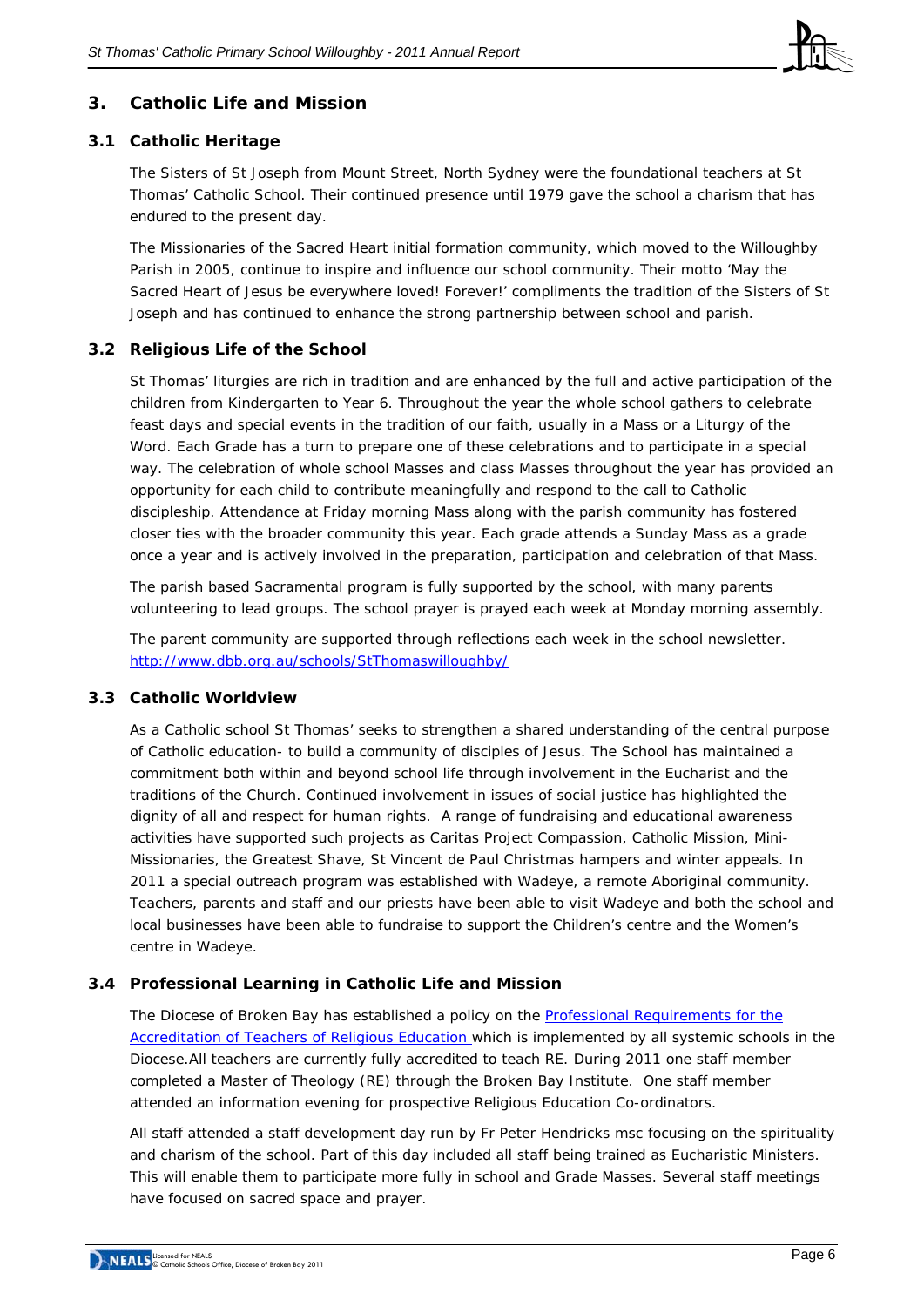## 3. Catholic Life and Mission

### 3.1 Catholic Heritage

The Sisters of St Joseph from Mount Street, North Sydney were the foundational teachers at St Thomas' Catholic School. Their continued presence until 1979 gave the school a charism that has endured to the present day.

The Missionaries of the Sacred Heart initial formation community, which moved to the Willoughby Parish in 2005, continue to inspire and influence our school community. Their motto 'May the Sacred Heart of Jesus be everywhere loved! Forever!' compliments the tradition of the Sisters of St Joseph and has continued to enhance the strong partnership between school and parish.

### 3.2 Religious Life of the School

St Thomas' liturgies are rich in tradition and are enhanced by the full and active participation of the children from Kindergarten to Year 6. Throughout the year the whole school gathers to celebrate feast days and special events in the tradition of our faith, usually in a Mass or a Liturgy of the Word. Each Grade has a turn to prepare one of these celebrations and to participate in a special way. The celebration of whole school Masses and class Masses throughout the year has provided an opportunity for each child to contribute meaningfully and respond to the call to Catholic discipleship. Attendance at Friday morning Mass along with the parish community has fostered closer ties with the broader community this year. Each grade attends a Sunday Mass as a grade once a year and is actively involved in the preparation, participation and celebration of that Mass.

The parish based Sacramental program is fully supported by the school, with many parents volunteering to lead groups. The school prayer is prayed each week at Monday morning assembly.

The parent community are supported through reflections each week in the school newsletter. [http://www.dbb.org.au/schools/StThomaswilloughby/](http://www.dbb.org.au/schools/StThomaswilloughby/)

### 3.3 Catholic Worldview

As a Catholic school St Thomas' seeks to strengthen a shared understanding of the central purpose of Catholic education- to build a community of disciples of Jesus. The School has maintained a commitment both within and beyond school life through involvement in the Eucharist and the traditions of the Church. Continued involvement in issues of social justice has highlighted the dignity of all and respect for human rights. A range of fundraising and educational awareness activities have supported such projects as Caritas Project Compassion, Catholic Mission, Mini-Missionaries, the Greatest Shave, St Vincent de Paul Christmas hampers and winter appeals. In 2011 a special outreach program was established with Wadeye, a remote Aboriginal community. Teachers, parents and staff and our priests have been able to visit Wadeye and both the school and local businesses have been able to fundraise to support the Children's centre and the Women's centre in Wadeye.

### 3.4 Professional Learning in Catholic Life and Mission

The Diocese of Broken Bay has established a policy on the Professional Requirements for the Accreditation of Teachers of Religious Education which is implemented by all systemic schools in the Diocese.All teachers are currently fully accredited to teach RE. During 2011 one staff member completed a Master of Theology (RE) through the Broken Bay Institute. One staff member attended an information evening for prospective Religious Education Co-ordinators.

All staff attended a staff development day run by Fr Peter Hendricks msc focusing on the spirituality and charism of the school. Part of this day included all staff being trained as Eucharistic Ministers. This will enable them to participate more fully in school and Grade Masses. Several staff meetings have focused on sacred space and prayer.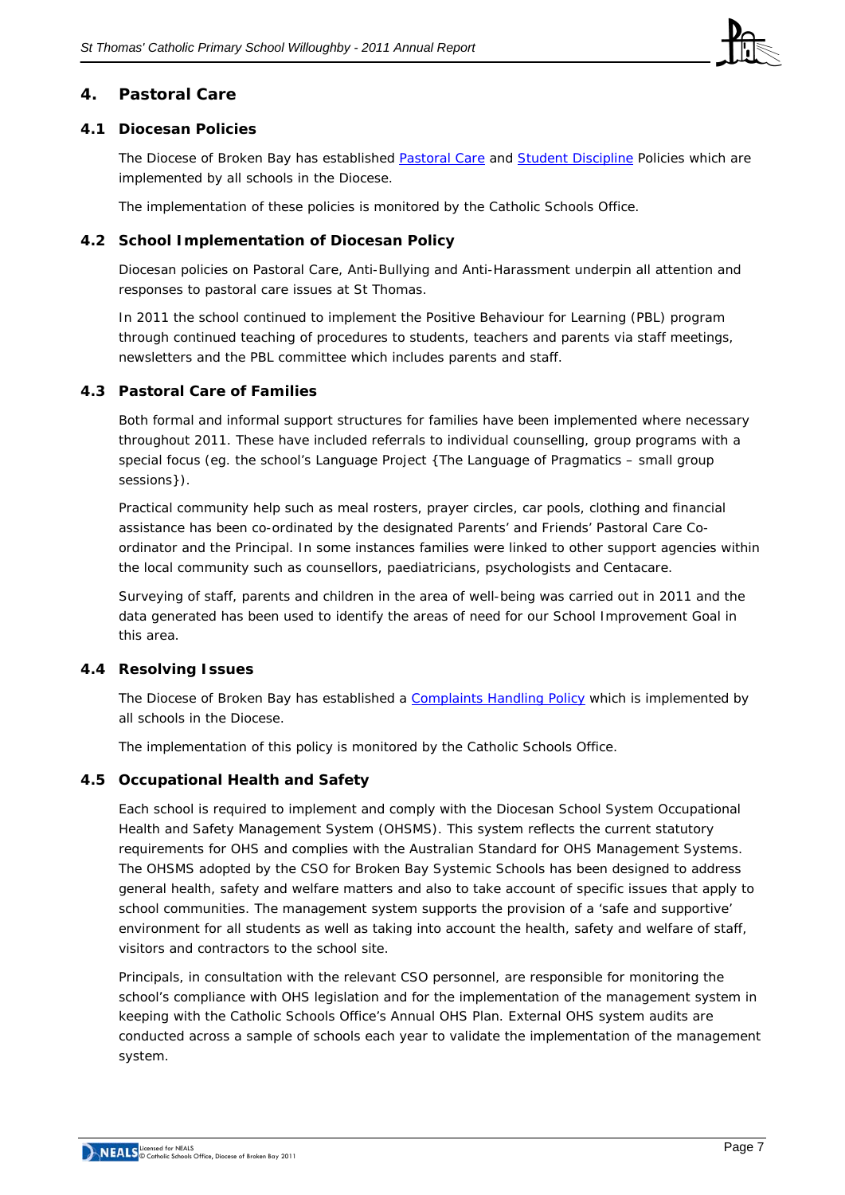## 4. Pastoral Care

### 4.1 Diocesan Policies

The Diocese of Broken Bay has established Pastoral Care and Student Discipline Policies which are implemented by all schools in the Diocese.

The implementation of these policies is monitored by the Catholic Schools Office.

### 4.2 School Implementation of Diocesan Policy

Diocesan policies on Pastoral Care, Anti-Bullying and Anti-Harassment underpin all attention and responses to pastoral care issues at St Thomas.

In 2011 the school continued to implement the Positive Behaviour for Learning (PBL) program through continued teaching of procedures to students, teachers and parents via staff meetings, newsletters and the PBL committee which includes parents and staff.

### 4.3 Pastoral Care of Families

Both formal and informal support structures for families have been implemented where necessary throughout 2011. These have included referrals to individual counselling, group programs with a special focus (eg. the school's Language Project {The Language of Pragmatics – small group sessions}).

Practical community help such as meal rosters, prayer circles, car pools, clothing and financial assistance has been co-ordinated by the designated Parents' and Friends' Pastoral Care Co-ordinator and the Principal. In some instances families were linked to other support agencies within the local community such as counsellors, paediatricians, psychologists and Centacare.

Surveying of staff, parents and children in the area of well-being was carried out in 2011 and the data generated has been used to identify the areas of need for our School Improvement Goal in this area.

### 4.4 Resolving Issues

The Diocese of Broken Bay has established a Complaints Handling Policy which is implemented by all schools in the Diocese.

The implementation of this policy is monitored by the Catholic Schools Office.

### 4.5 Occupational Health and Safety

Each school is required to implement and comply with the Diocesan School System Occupational Health and Safety Management System (OHSMS). This system reflects the current statutory requirements for OHS and complies with the Australian Standard for OHS Management Systems. The OHSMS adopted by the CSO for Broken Bay Systemic Schools has been designed to address general health, safety and welfare matters and also to take account of specific issues that apply to school communities. The management system supports the provision of a 'safe and supportive' environment for all students as well as taking into account the health, safety and welfare of staff, visitors and contractors to the school site.

Principals, in consultation with the relevant CSO personnel, are responsible for monitoring the school's compliance with OHS legislation and for the implementation of the management system in keeping with the Catholic Schools Office's Annual OHS Plan. External OHS system audits are conducted across a sample of schools each year to validate the implementation of the management system.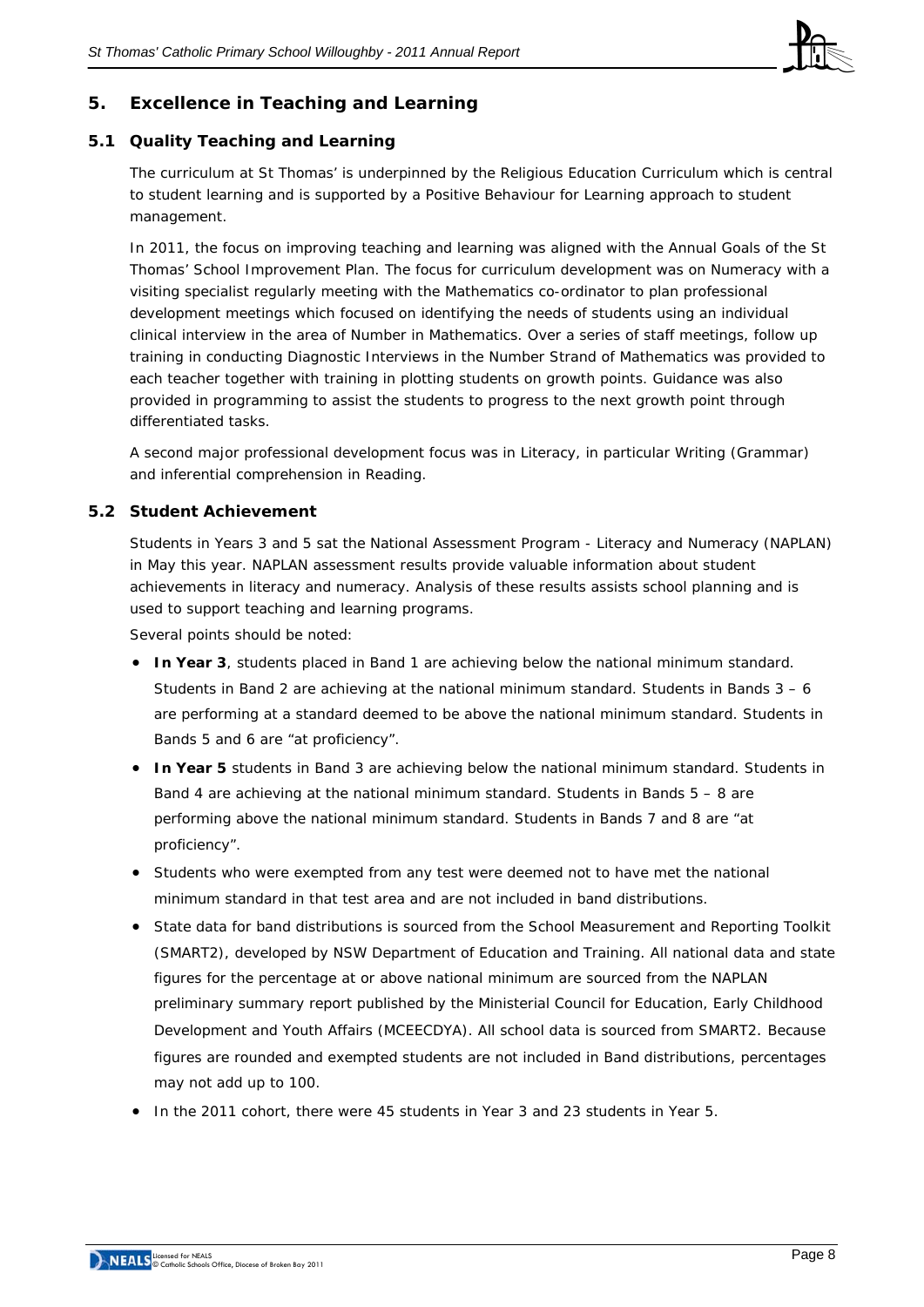## 5. Excellence in Teaching and Learning

### 5.1 Quality Teaching and Learning

The curriculum at St Thomas' is underpinned by the Religious Education Curriculum which is central to student learning and is supported by a Positive Behaviour for Learning approach to student management.

In 2011, the focus on improving teaching and learning was aligned with the Annual Goals of the St Thomas' School Improvement Plan. The focus for curriculum development was on Numeracy with a visiting specialist regularly meeting with the Mathematics co-ordinator to plan professional development meetings which focused on identifying the needs of students using an individual clinical interview in the area of Number in Mathematics. Over a series of staff meetings, follow up training in conducting Diagnostic Interviews in the Number Strand of Mathematics was provided to each teacher together with training in plotting students on growth points. Guidance was also provided in programming to assist the students to progress to the next growth point through differentiated tasks.

A second major professional development focus was in Literacy, in particular Writing (Grammar) and inferential comprehension in Reading.

### 5.2 Student Achievement

Students in Years 3 and 5 sat the National Assessment Program - Literacy and Numeracy (NAPLAN) in May this year. NAPLAN assessment results provide valuable information about student achievements in literacy and numeracy. Analysis of these results assists school planning and is used to support teaching and learning programs.

Several points should be noted:

- **In Year 3**, students placed in Band 1 are achieving below the national minimum standard. Students in Band 2 are achieving at the national minimum standard. Students in Bands 3 – 6 are performing at a standard deemed to be above the national minimum standard. Students in Bands 5 and 6 are "at proficiency".
- **In Year 5** students in Band 3 are achieving below the national minimum standard. Students in Band 4 are achieving at the national minimum standard. Students in Bands 5 – 8 are performing above the national minimum standard. Students in Bands 7 and 8 are "at proficiency".
- Students who were exempted from any test were deemed not to have met the national minimum standard in that test area and are not included in band distributions.
- State data for band distributions is sourced from the School Measurement and Reporting Toolkit (SMART2), developed by NSW Department of Education and Training. All national data and state figures for the percentage at or above national minimum are sourced from the NAPLAN preliminary summary report published by the Ministerial Council for Education, Early Childhood Development and Youth Affairs (MCEECDYA). All school data is sourced from SMART2. Because figures are rounded and exempted students are not included in Band distributions, percentages may not add up to 100.
- In the 2011 cohort, there were 45 students in Year 3 and 23 students in Year 5.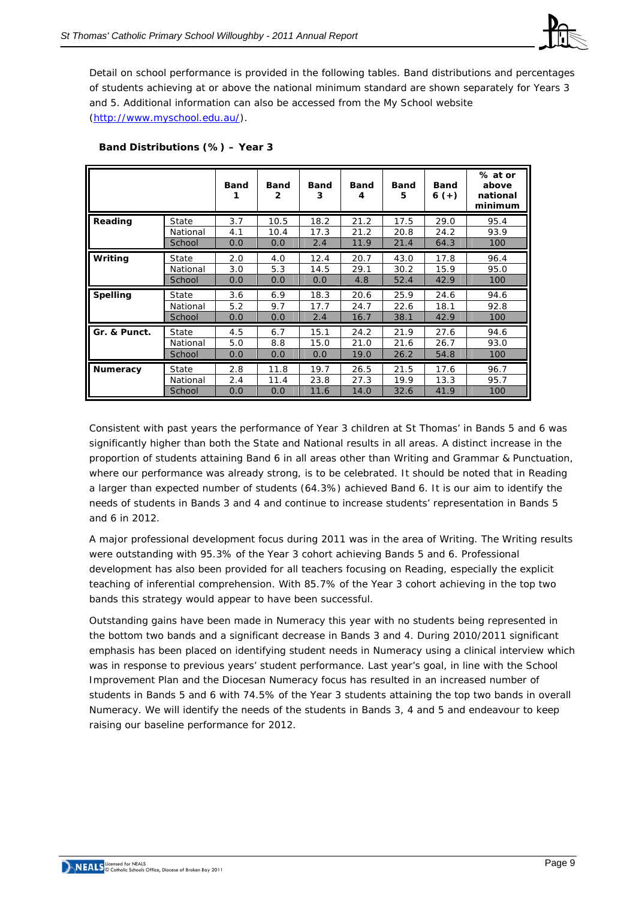Detail on school performance is provided in the following tables. Band distributions and percentages of students achieving at or above the national minimum standard are shown separately for Years 3 and 5. Additional information can also be accessed from the My School website (http://www.myschool.edu.au/).

**Band Distributions (%) – Year 3**

| | | Band 1 | Band 2 | Band 3 | Band 4 | Band 5 | Band 6 (+) | % at or above national minimum |
|---|---|---|---|---|---|---|---|---|
| **Reading** | State | 3.7 | 10.5 | 18.2 | 21.2 | 17.5 | 29.0 | 95.4 |
| | National | 4.1 | 10.4 | 17.3 | 21.2 | 20.8 | 24.2 | 93.9 |
| | School | 0.0 | 0.0 | 2.4 | 11.9 | 21.4 | 64.3 | 100 |
| **Writing** | State | 2.0 | 4.0 | 12.4 | 20.7 | 43.0 | 17.8 | 96.4 |
| | National | 3.0 | 5.3 | 14.5 | 29.1 | 30.2 | 15.9 | 95.0 |
| | School | 0.0 | 0.0 | 0.0 | 4.8 | 52.4 | 42.9 | 100 |
| **Spelling** | State | 3.6 | 6.9 | 18.3 | 20.6 | 25.9 | 24.6 | 94.6 |
| | National | 5.2 | 9.7 | 17.7 | 24.7 | 22.6 | 18.1 | 92.8 |
| | School | 0.0 | 0.0 | 2.4 | 16.7 | 38.1 | 42.9 | 100 |
| **Gr. & Punct.** | State | 4.5 | 6.7 | 15.1 | 24.2 | 21.9 | 27.6 | 94.6 |
| | National | 5.0 | 8.8 | 15.0 | 21.0 | 21.6 | 26.7 | 93.0 |
| | School | 0.0 | 0.0 | 0.0 | 19.0 | 26.2 | 54.8 | 100 |
| **Numeracy** | State | 2.8 | 11.8 | 19.7 | 26.5 | 21.5 | 17.6 | 96.7 |
| | National | 2.4 | 11.4 | 23.8 | 27.3 | 19.9 | 13.3 | 95.7 |
| | School | 0.0 | 0.0 | 11.6 | 14.0 | 32.6 | 41.9 | 100 |

Consistent with past years the performance of Year 3 children at St Thomas' in Bands 5 and 6 was significantly higher than both the State and National results in all areas. A distinct increase in the proportion of students attaining Band 6 in all areas other than Writing and Grammar & Punctuation, where our performance was already strong, is to be celebrated. It should be noted that in Reading a larger than expected number of students (64.3%) achieved Band 6. It is our aim to identify the needs of students in Bands 3 and 4 and continue to increase students' representation in Bands 5 and 6 in 2012.

A major professional development focus during 2011 was in the area of Writing. The Writing results were outstanding with 95.3% of the Year 3 cohort achieving Bands 5 and 6. Professional development has also been provided for all teachers focusing on Reading, especially the explicit teaching of inferential comprehension. With 85.7% of the Year 3 cohort achieving in the top two bands this strategy would appear to have been successful.

Outstanding gains have been made in Numeracy this year with no students being represented in the bottom two bands and a significant decrease in Bands 3 and 4. During 2010/2011 significant emphasis has been placed on identifying student needs in Numeracy using a clinical interview which was in response to previous years' student performance. Last year's goal, in line with the School Improvement Plan and the Diocesan Numeracy focus has resulted in an increased number of students in Bands 5 and 6 with 74.5% of the Year 3 students attaining the top two bands in overall Numeracy. We will identify the needs of the students in Bands 3, 4 and 5 and endeavour to keep raising our baseline performance for 2012.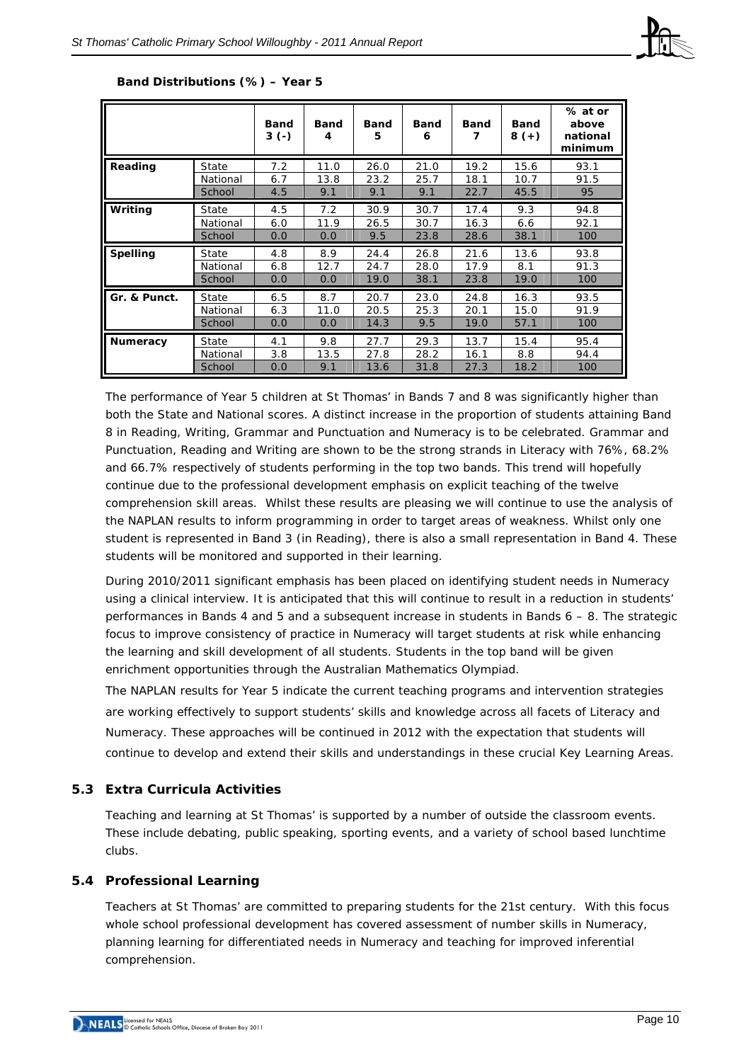**Band Distributions (%) – Year 5**

| | | Band 3 (-) | Band 4 | Band 5 | Band 6 | Band 7 | Band 8 (+) | % at or above national minimum |
|---|---|---|---|---|---|---|---|---|
| **Reading** | State | 7.2 | 11.0 | 26.0 | 21.0 | 19.2 | 15.6 | 93.1 |
| | National | 6.7 | 13.8 | 23.2 | 25.7 | 18.1 | 10.7 | 91.5 |
| | School | 4.5 | 9.1 | 9.1 | 9.1 | 22.7 | 45.5 | 95 |
| **Writing** | State | 4.5 | 7.2 | 30.9 | 30.7 | 17.4 | 9.3 | 94.8 |
| | National | 6.0 | 11.9 | 26.5 | 30.7 | 16.3 | 6.6 | 92.1 |
| | School | 0.0 | 0.0 | 9.5 | 23.8 | 28.6 | 38.1 | 100 |
| **Spelling** | State | 4.8 | 8.9 | 24.4 | 26.8 | 21.6 | 13.6 | 93.8 |
| | National | 6.8 | 12.7 | 24.7 | 28.0 | 17.9 | 8.1 | 91.3 |
| | School | 0.0 | 0.0 | 19.0 | 38.1 | 23.8 | 19.0 | 100 |
| **Gr. & Punct.** | State | 6.5 | 8.7 | 20.7 | 23.0 | 24.8 | 16.3 | 93.5 |
| | National | 6.3 | 11.0 | 20.5 | 25.3 | 20.1 | 15.0 | 91.9 |
| | School | 0.0 | 0.0 | 14.3 | 9.5 | 19.0 | 57.1 | 100 |
| **Numeracy** | State | 4.1 | 9.8 | 27.7 | 29.3 | 13.7 | 15.4 | 95.4 |
| | National | 3.8 | 13.5 | 27.8 | 28.2 | 16.1 | 8.8 | 94.4 |
| | School | 0.0 | 9.1 | 13.6 | 31.8 | 27.3 | 18.2 | 100 |

The performance of Year 5 children at St Thomas' in Bands 7 and 8 was significantly higher than both the State and National scores. A distinct increase in the proportion of students attaining Band 8 in Reading, Writing, Grammar and Punctuation and Numeracy is to be celebrated. Grammar and Punctuation, Reading and Writing are shown to be the strong strands in Literacy with 76%, 68.2% and 66.7% respectively of students performing in the top two bands. This trend will hopefully continue due to the professional development emphasis on explicit teaching of the twelve comprehension skill areas. Whilst these results are pleasing we will continue to use the analysis of the NAPLAN results to inform programming in order to target areas of weakness. Whilst only one student is represented in Band 3 (in Reading), there is also a small representation in Band 4. These students will be monitored and supported in their learning.

During 2010/2011 significant emphasis has been placed on identifying student needs in Numeracy using a clinical interview. It is anticipated that this will continue to result in a reduction in students' performances in Bands 4 and 5 and a subsequent increase in students in Bands 6 – 8. The strategic focus to improve consistency of practice in Numeracy will target students at risk while enhancing the learning and skill development of all students. Students in the top band will be given enrichment opportunities through the Australian Mathematics Olympiad.

The NAPLAN results for Year 5 indicate the current teaching programs and intervention strategies are working effectively to support students' skills and knowledge across all facets of Literacy and Numeracy. These approaches will be continued in 2012 with the expectation that students will continue to develop and extend their skills and understandings in these crucial Key Learning Areas.

## 5.3 Extra Curricula Activities

Teaching and learning at St Thomas' is supported by a number of outside the classroom events. These include debating, public speaking, sporting events, and a variety of school based lunchtime clubs.

## 5.4 Professional Learning

Teachers at St Thomas' are committed to preparing students for the 21st century. With this focus whole school professional development has covered assessment of number skills in Numeracy, planning learning for differentiated needs in Numeracy and teaching for improved inferential comprehension.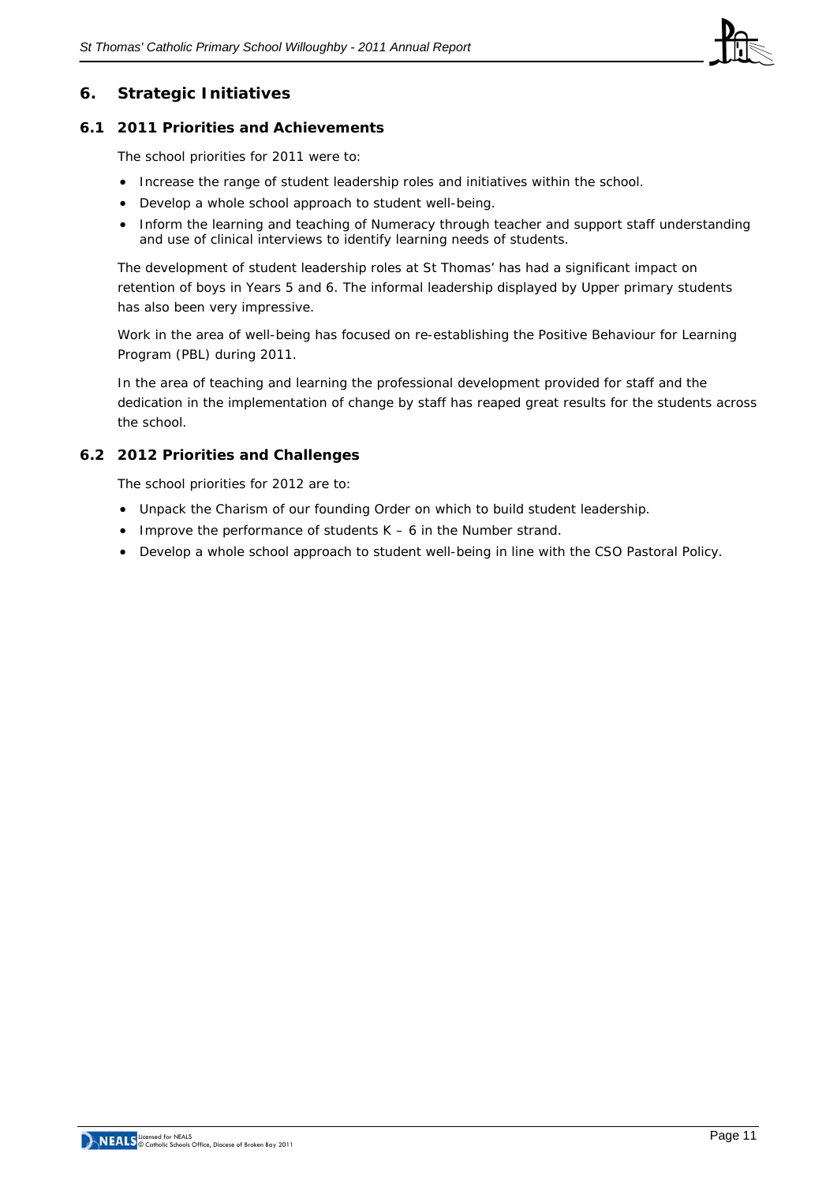## 6. Strategic Initiatives

### 6.1 2011 Priorities and Achievements

The school priorities for 2011 were to:

- Increase the range of student leadership roles and initiatives within the school.
- Develop a whole school approach to student well-being.
- Inform the learning and teaching of Numeracy through teacher and support staff understanding and use of clinical interviews to identify learning needs of students.

The development of student leadership roles at St Thomas' has had a significant impact on retention of boys in Years 5 and 6. The informal leadership displayed by Upper primary students has also been very impressive.

Work in the area of well-being has focused on re-establishing the Positive Behaviour for Learning Program (PBL) during 2011.

In the area of teaching and learning the professional development provided for staff and the dedication in the implementation of change by staff has reaped great results for the students across the school.

### 6.2 2012 Priorities and Challenges

The school priorities for 2012 are to:

- Unpack the Charism of our founding Order on which to build student leadership.
- Improve the performance of students K – 6 in the Number strand.
- Develop a whole school approach to student well-being in line with the CSO Pastoral Policy.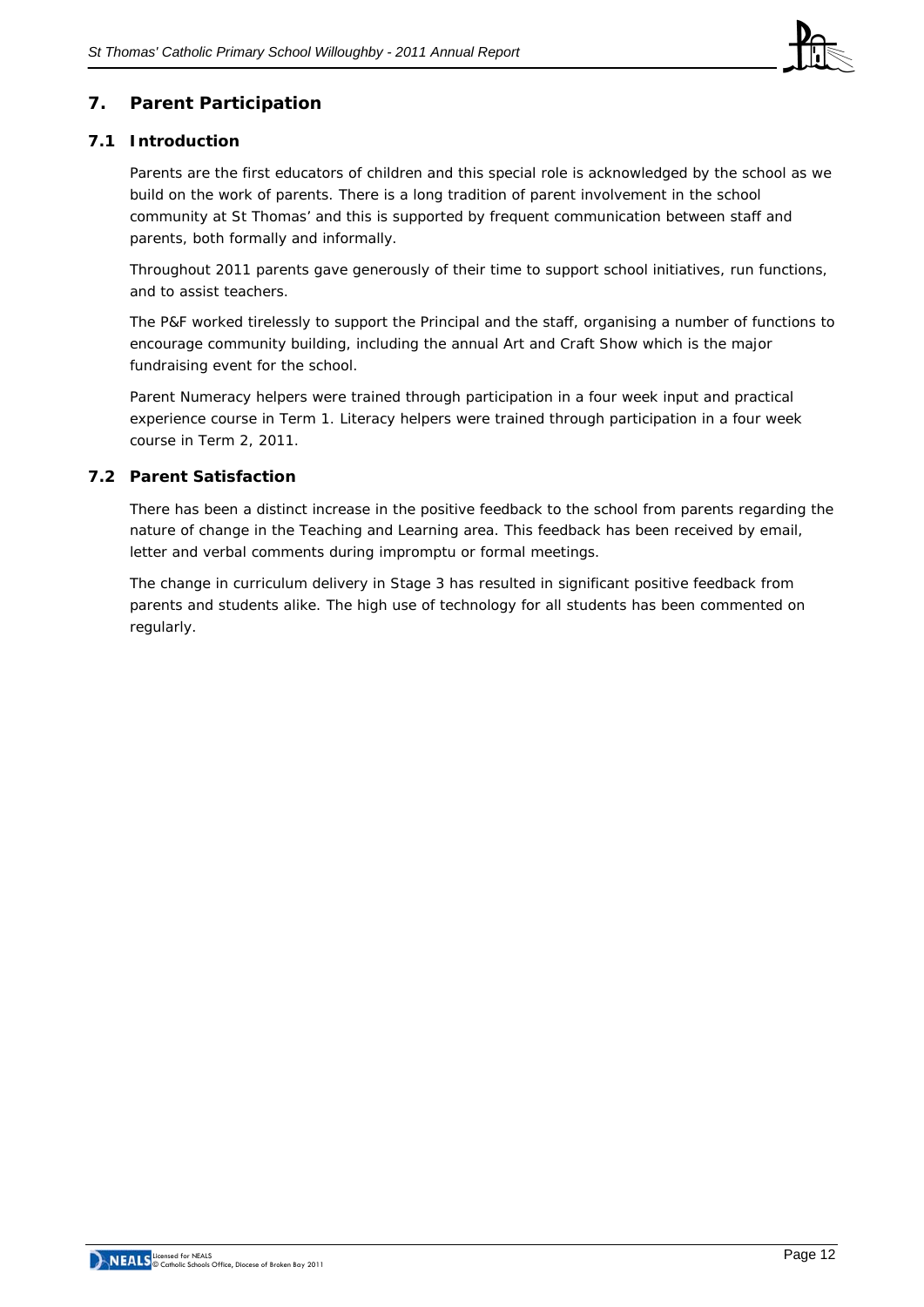## 7. Parent Participation

### 7.1 Introduction

Parents are the first educators of children and this special role is acknowledged by the school as we build on the work of parents. There is a long tradition of parent involvement in the school community at St Thomas' and this is supported by frequent communication between staff and parents, both formally and informally.

Throughout 2011 parents gave generously of their time to support school initiatives, run functions, and to assist teachers.

The P&F worked tirelessly to support the Principal and the staff, organising a number of functions to encourage community building, including the annual Art and Craft Show which is the major fundraising event for the school.

Parent Numeracy helpers were trained through participation in a four week input and practical experience course in Term 1. Literacy helpers were trained through participation in a four week course in Term 2, 2011.

### 7.2 Parent Satisfaction

There has been a distinct increase in the positive feedback to the school from parents regarding the nature of change in the Teaching and Learning area. This feedback has been received by email, letter and verbal comments during impromptu or formal meetings.

The change in curriculum delivery in Stage 3 has resulted in significant positive feedback from parents and students alike. The high use of technology for all students has been commented on regularly.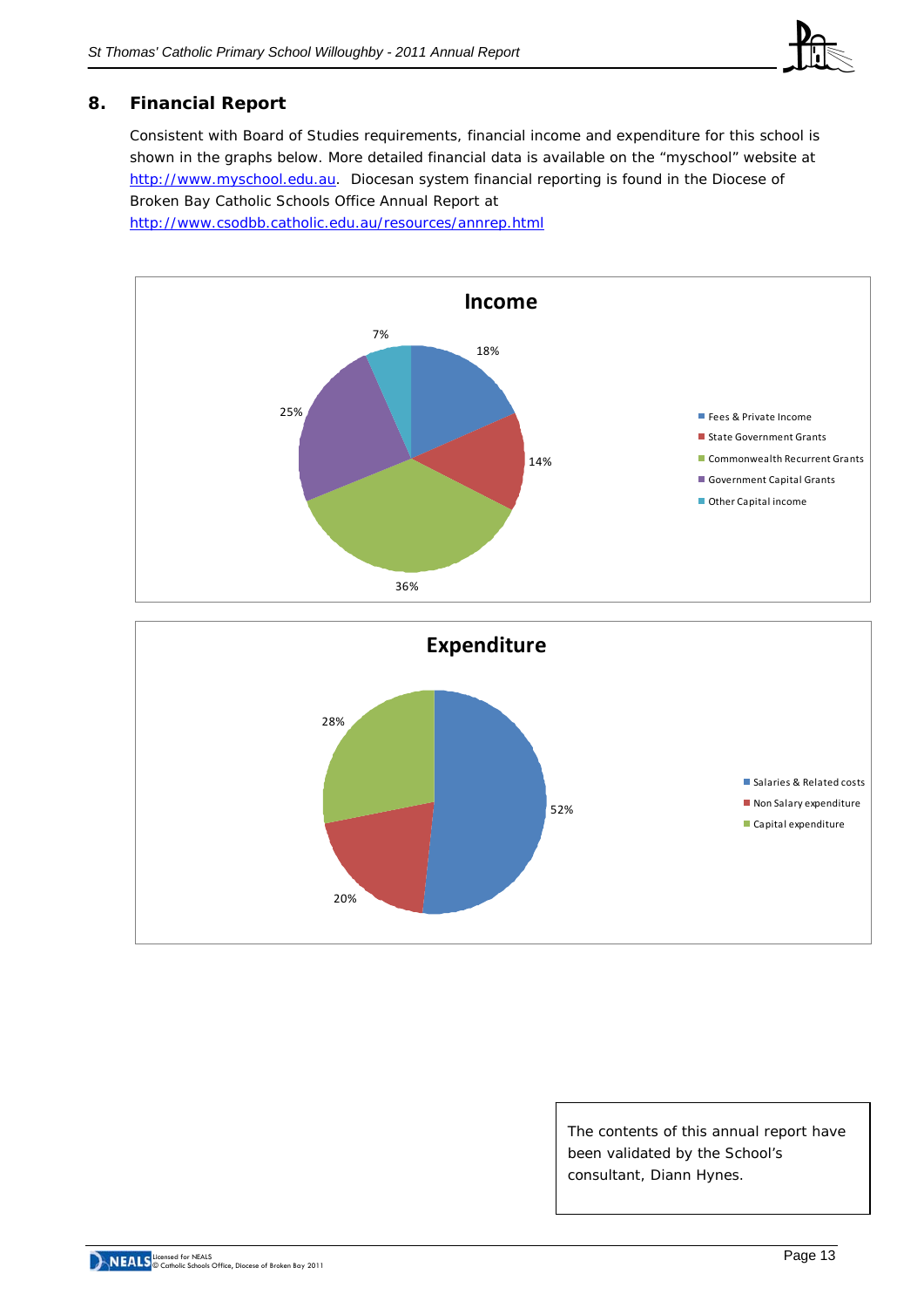## 8. Financial Report

Consistent with Board of Studies requirements, financial income and expenditure for this school is shown in the graphs below. More detailed financial data is available on the "myschool" website at http://www.myschool.edu.au. Diocesan system financial reporting is found in the Diocese of Broken Bay Catholic Schools Office Annual Report at http://www.csodbb.catholic.edu.au/resources/annrep.html

**Income**

18%
14%
36%
25%
7%

Fees & Private Income
State Government Grants
Commonwealth Recurrent Grants
Government Capital Grants
Other Capital income

**Expenditure**

52%
20%
28%

Salaries & Related costs
Non Salary expenditure
Capital expenditure

The contents of this annual report have been validated by the School's consultant, Diann Hynes.